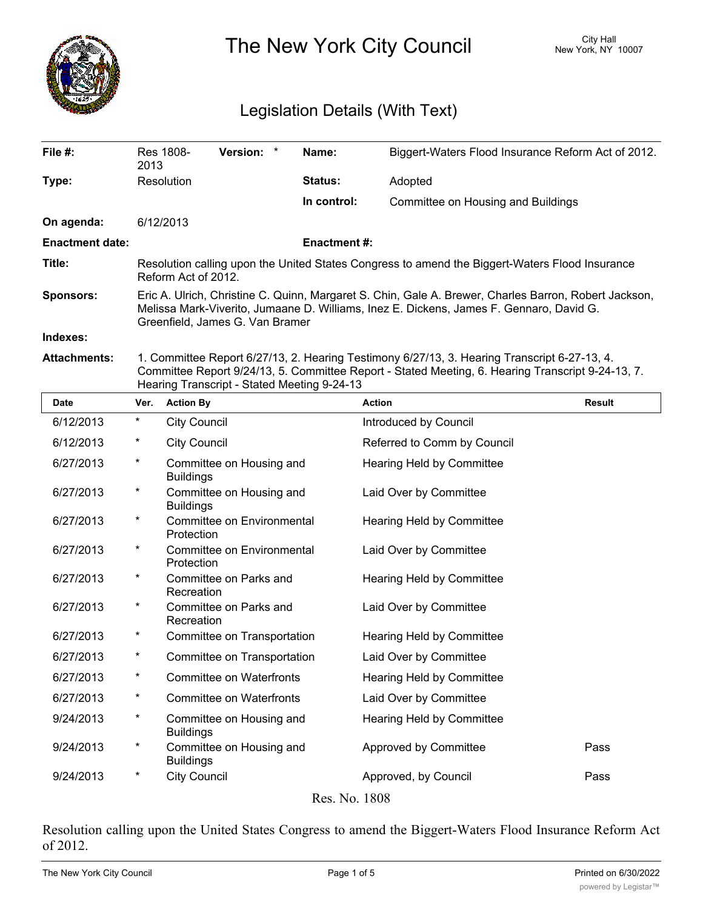# The New York City Council

City Hall
New York, NY 10007

## Legislation Details (With Text)

| | | | |
|---|---|---|---|
| **File #:** | Res 1808-2013 **Version:** * | **Name:** | Biggert-Waters Flood Insurance Reform Act of 2012. |
| **Type:** | Resolution | **Status:** | Adopted |
| | | **In control:** | Committee on Housing and Buildings |
| **On agenda:** | 6/12/2013 | | |
| **Enactment date:** | | **Enactment #:** | |

**Title:** Resolution calling upon the United States Congress to amend the Biggert-Waters Flood Insurance Reform Act of 2012.

**Sponsors:** Eric A. Ulrich, Christine C. Quinn, Margaret S. Chin, Gale A. Brewer, Charles Barron, Robert Jackson, Melissa Mark-Viverito, Jumaane D. Williams, Inez E. Dickens, James F. Gennaro, David G. Greenfield, James G. Van Bramer

**Indexes:**

**Attachments:** 1. Committee Report 6/27/13, 2. Hearing Testimony 6/27/13, 3. Hearing Transcript 6-27-13, 4. Committee Report 9/24/13, 5. Committee Report - Stated Meeting, 6. Hearing Transcript 9-24-13, 7. Hearing Transcript - Stated Meeting 9-24-13

| Date | Ver. | Action By | Action | Result |
|---|---|---|---|---|
| 6/12/2013 | * | City Council | Introduced by Council | |
| 6/12/2013 | * | City Council | Referred to Comm by Council | |
| 6/27/2013 | * | Committee on Housing and Buildings | Hearing Held by Committee | |
| 6/27/2013 | * | Committee on Housing and Buildings | Laid Over by Committee | |
| 6/27/2013 | * | Committee on Environmental Protection | Hearing Held by Committee | |
| 6/27/2013 | * | Committee on Environmental Protection | Laid Over by Committee | |
| 6/27/2013 | * | Committee on Parks and Recreation | Hearing Held by Committee | |
| 6/27/2013 | * | Committee on Parks and Recreation | Laid Over by Committee | |
| 6/27/2013 | * | Committee on Transportation | Hearing Held by Committee | |
| 6/27/2013 | * | Committee on Transportation | Laid Over by Committee | |
| 6/27/2013 | * | Committee on Waterfronts | Hearing Held by Committee | |
| 6/27/2013 | * | Committee on Waterfronts | Laid Over by Committee | |
| 9/24/2013 | * | Committee on Housing and Buildings | Hearing Held by Committee | |
| 9/24/2013 | * | Committee on Housing and Buildings | Approved by Committee | Pass |
| 9/24/2013 | * | City Council | Approved, by Council | Pass |

Res. No. 1808

Resolution calling upon the United States Congress to amend the Biggert-Waters Flood Insurance Reform Act of 2012.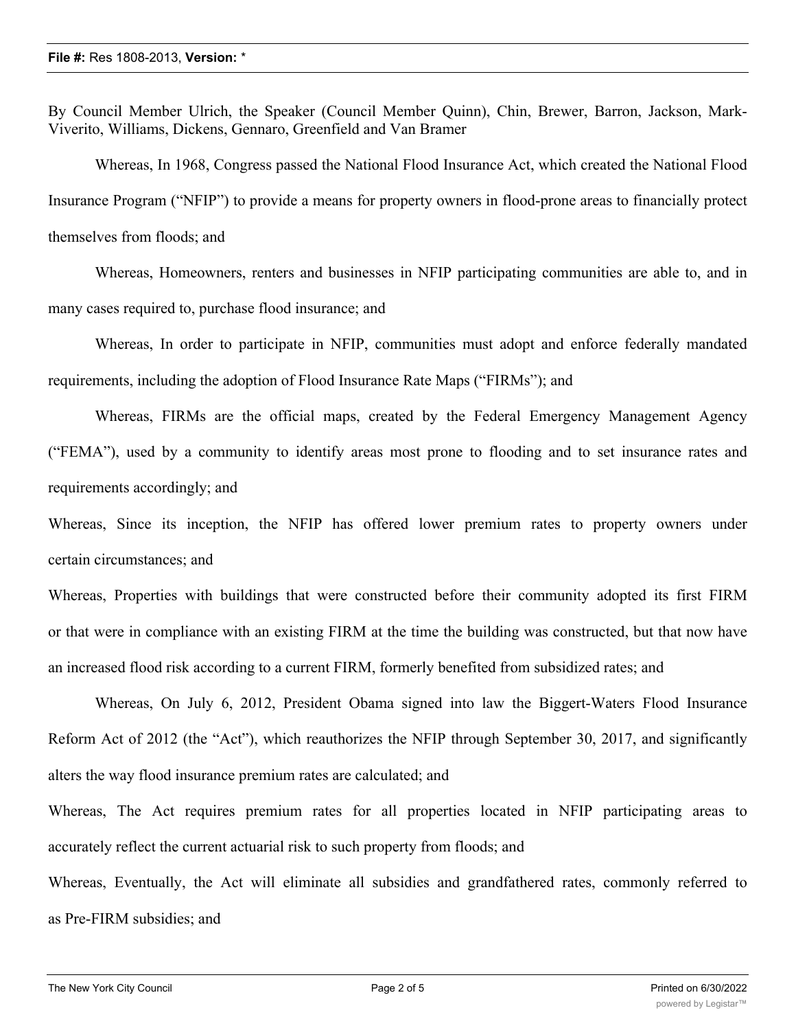By Council Member Ulrich, the Speaker (Council Member Quinn), Chin, Brewer, Barron, Jackson, Mark-Viverito, Williams, Dickens, Gennaro, Greenfield and Van Bramer

Whereas, In 1968, Congress passed the National Flood Insurance Act, which created the National Flood Insurance Program ("NFIP") to provide a means for property owners in flood-prone areas to financially protect themselves from floods; and

Whereas, Homeowners, renters and businesses in NFIP participating communities are able to, and in many cases required to, purchase flood insurance; and

Whereas, In order to participate in NFIP, communities must adopt and enforce federally mandated requirements, including the adoption of Flood Insurance Rate Maps ("FIRMs"); and

Whereas, FIRMs are the official maps, created by the Federal Emergency Management Agency ("FEMA"), used by a community to identify areas most prone to flooding and to set insurance rates and requirements accordingly; and

Whereas, Since its inception, the NFIP has offered lower premium rates to property owners under certain circumstances; and

Whereas, Properties with buildings that were constructed before their community adopted its first FIRM or that were in compliance with an existing FIRM at the time the building was constructed, but that now have an increased flood risk according to a current FIRM, formerly benefited from subsidized rates; and

Whereas, On July 6, 2012, President Obama signed into law the Biggert-Waters Flood Insurance Reform Act of 2012 (the "Act"), which reauthorizes the NFIP through September 30, 2017, and significantly alters the way flood insurance premium rates are calculated; and

Whereas, The Act requires premium rates for all properties located in NFIP participating areas to accurately reflect the current actuarial risk to such property from floods; and

Whereas, Eventually, the Act will eliminate all subsidies and grandfathered rates, commonly referred to as Pre-FIRM subsidies; and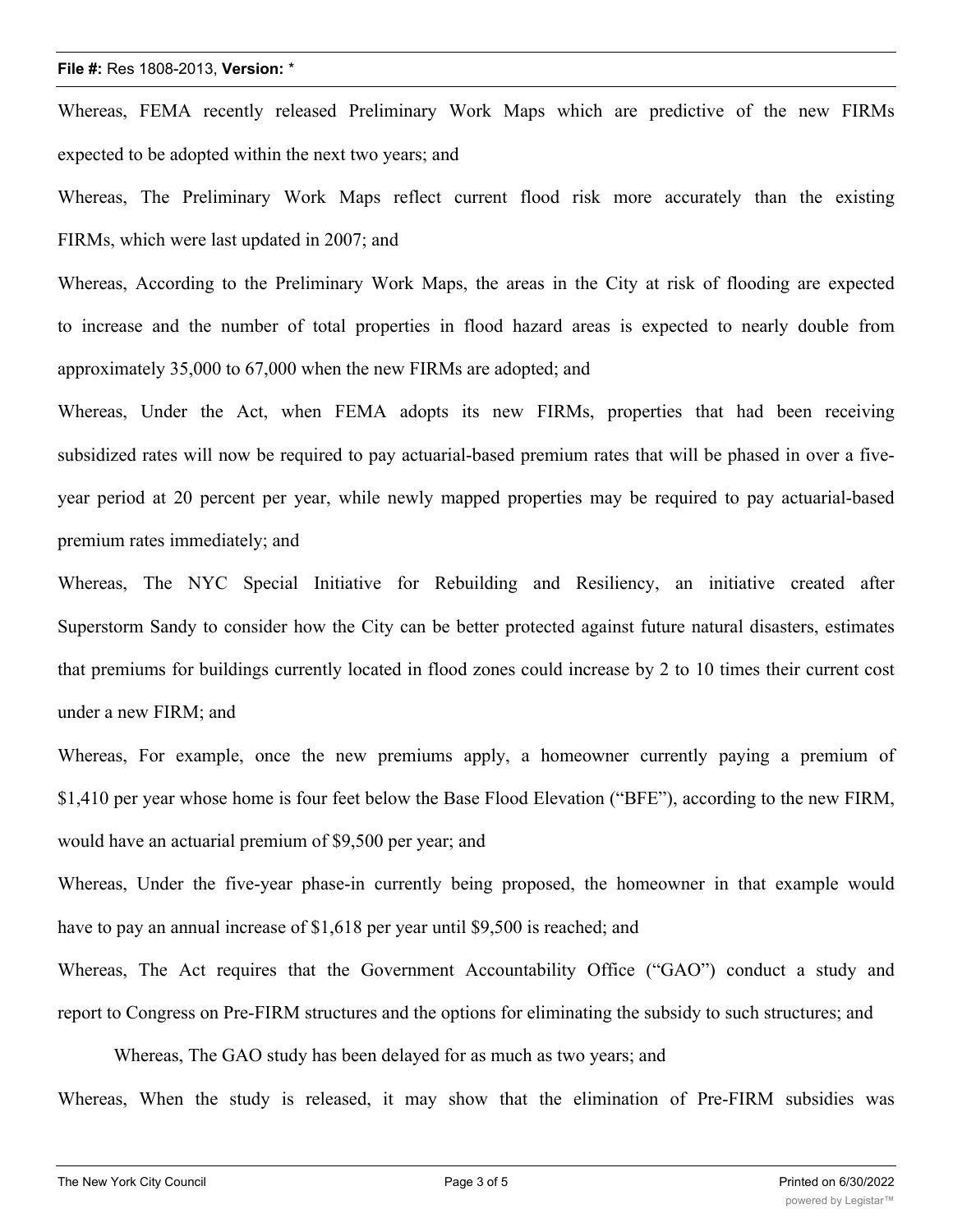Whereas, FEMA recently released Preliminary Work Maps which are predictive of the new FIRMs expected to be adopted within the next two years; and

Whereas, The Preliminary Work Maps reflect current flood risk more accurately than the existing FIRMs, which were last updated in 2007; and

Whereas, According to the Preliminary Work Maps, the areas in the City at risk of flooding are expected to increase and the number of total properties in flood hazard areas is expected to nearly double from approximately 35,000 to 67,000 when the new FIRMs are adopted; and

Whereas, Under the Act, when FEMA adopts its new FIRMs, properties that had been receiving subsidized rates will now be required to pay actuarial-based premium rates that will be phased in over a five-year period at 20 percent per year, while newly mapped properties may be required to pay actuarial-based premium rates immediately; and

Whereas, The NYC Special Initiative for Rebuilding and Resiliency, an initiative created after Superstorm Sandy to consider how the City can be better protected against future natural disasters, estimates that premiums for buildings currently located in flood zones could increase by 2 to 10 times their current cost under a new FIRM; and

Whereas, For example, once the new premiums apply, a homeowner currently paying a premium of $1,410 per year whose home is four feet below the Base Flood Elevation ("BFE"), according to the new FIRM, would have an actuarial premium of $9,500 per year; and

Whereas, Under the five-year phase-in currently being proposed, the homeowner in that example would have to pay an annual increase of $1,618 per year until $9,500 is reached; and

Whereas, The Act requires that the Government Accountability Office ("GAO") conduct a study and report to Congress on Pre-FIRM structures and the options for eliminating the subsidy to such structures; and

Whereas, The GAO study has been delayed for as much as two years; and

Whereas, When the study is released, it may show that the elimination of Pre-FIRM subsidies was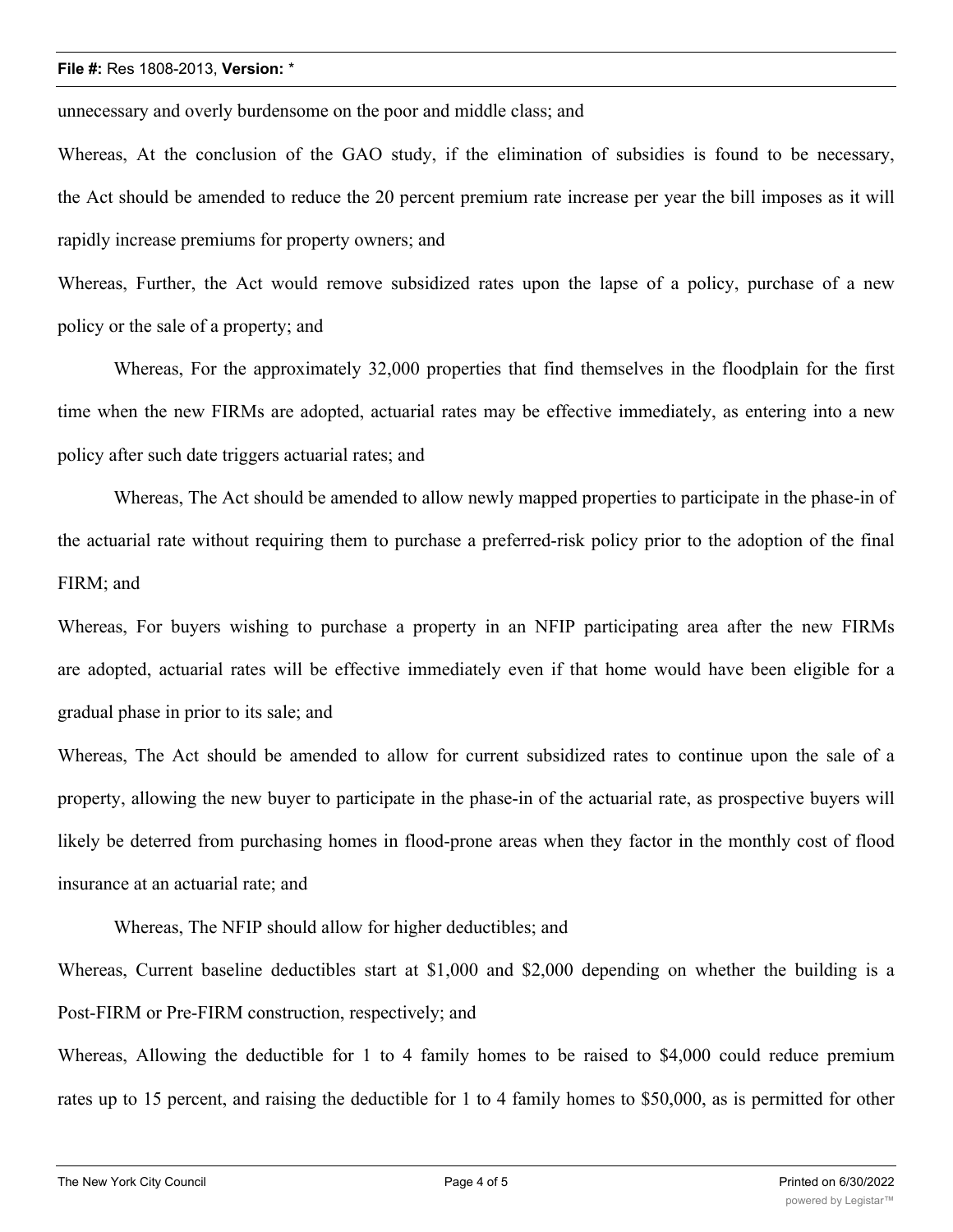unnecessary and overly burdensome on the poor and middle class; and

Whereas, At the conclusion of the GAO study, if the elimination of subsidies is found to be necessary, the Act should be amended to reduce the 20 percent premium rate increase per year the bill imposes as it will rapidly increase premiums for property owners; and

Whereas, Further, the Act would remove subsidized rates upon the lapse of a policy, purchase of a new policy or the sale of a property; and

Whereas, For the approximately 32,000 properties that find themselves in the floodplain for the first time when the new FIRMs are adopted, actuarial rates may be effective immediately, as entering into a new policy after such date triggers actuarial rates; and

Whereas, The Act should be amended to allow newly mapped properties to participate in the phase-in of the actuarial rate without requiring them to purchase a preferred-risk policy prior to the adoption of the final FIRM; and

Whereas, For buyers wishing to purchase a property in an NFIP participating area after the new FIRMs are adopted, actuarial rates will be effective immediately even if that home would have been eligible for a gradual phase in prior to its sale; and

Whereas, The Act should be amended to allow for current subsidized rates to continue upon the sale of a property, allowing the new buyer to participate in the phase-in of the actuarial rate, as prospective buyers will likely be deterred from purchasing homes in flood-prone areas when they factor in the monthly cost of flood insurance at an actuarial rate; and

Whereas, The NFIP should allow for higher deductibles; and

Whereas, Current baseline deductibles start at $1,000 and $2,000 depending on whether the building is a Post-FIRM or Pre-FIRM construction, respectively; and

Whereas, Allowing the deductible for 1 to 4 family homes to be raised to $4,000 could reduce premium rates up to 15 percent, and raising the deductible for 1 to 4 family homes to $50,000, as is permitted for other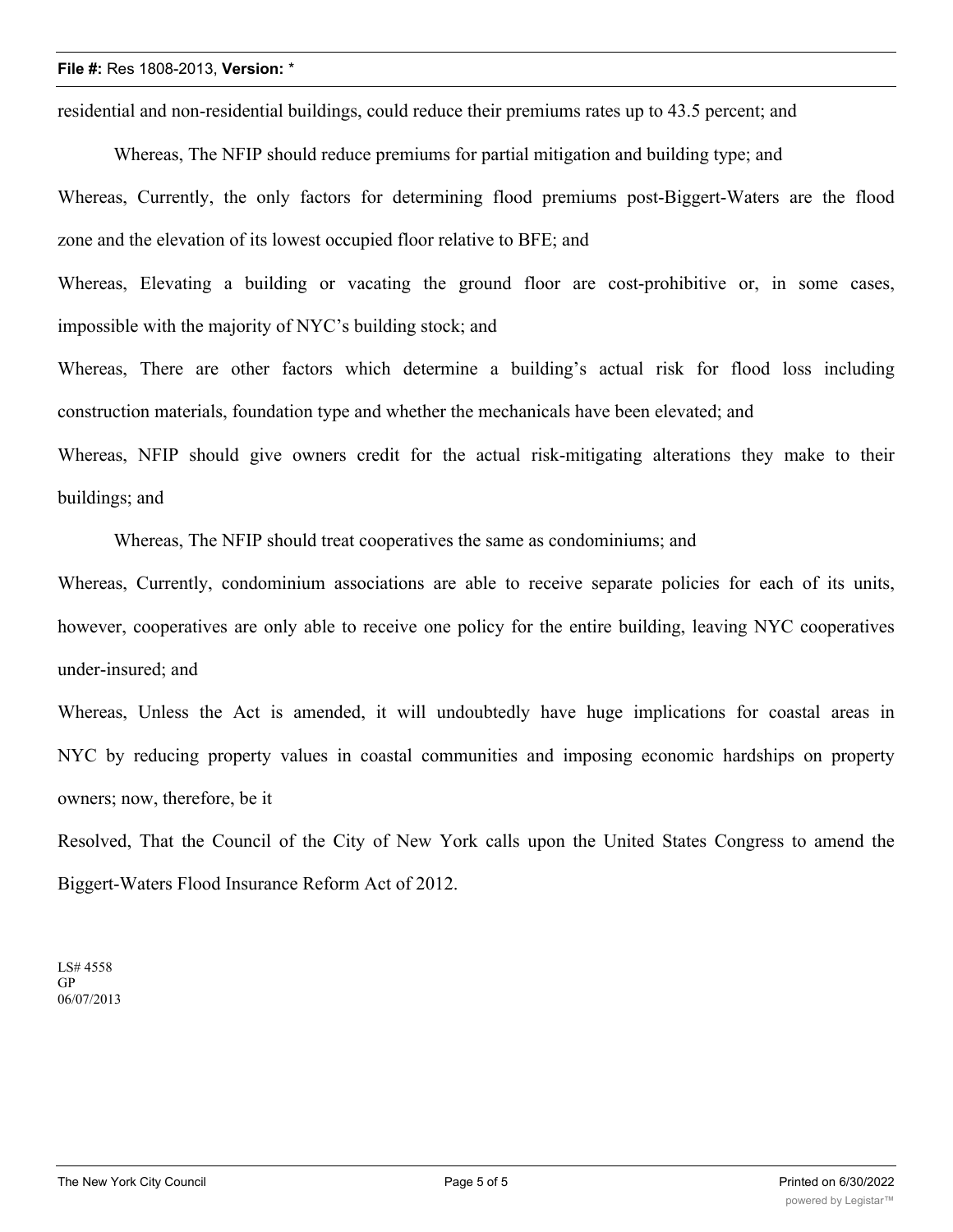residential and non-residential buildings, could reduce their premiums rates up to 43.5 percent; and

Whereas, The NFIP should reduce premiums for partial mitigation and building type; and

Whereas, Currently, the only factors for determining flood premiums post-Biggert-Waters are the flood zone and the elevation of its lowest occupied floor relative to BFE; and

Whereas, Elevating a building or vacating the ground floor are cost-prohibitive or, in some cases, impossible with the majority of NYC's building stock; and

Whereas, There are other factors which determine a building's actual risk for flood loss including construction materials, foundation type and whether the mechanicals have been elevated; and

Whereas, NFIP should give owners credit for the actual risk-mitigating alterations they make to their buildings; and

Whereas, The NFIP should treat cooperatives the same as condominiums; and

Whereas, Currently, condominium associations are able to receive separate policies for each of its units, however, cooperatives are only able to receive one policy for the entire building, leaving NYC cooperatives under-insured; and

Whereas, Unless the Act is amended, it will undoubtedly have huge implications for coastal areas in NYC by reducing property values in coastal communities and imposing economic hardships on property owners; now, therefore, be it

Resolved, That the Council of the City of New York calls upon the United States Congress to amend the Biggert-Waters Flood Insurance Reform Act of 2012.

LS# 4558
GP
06/07/2013